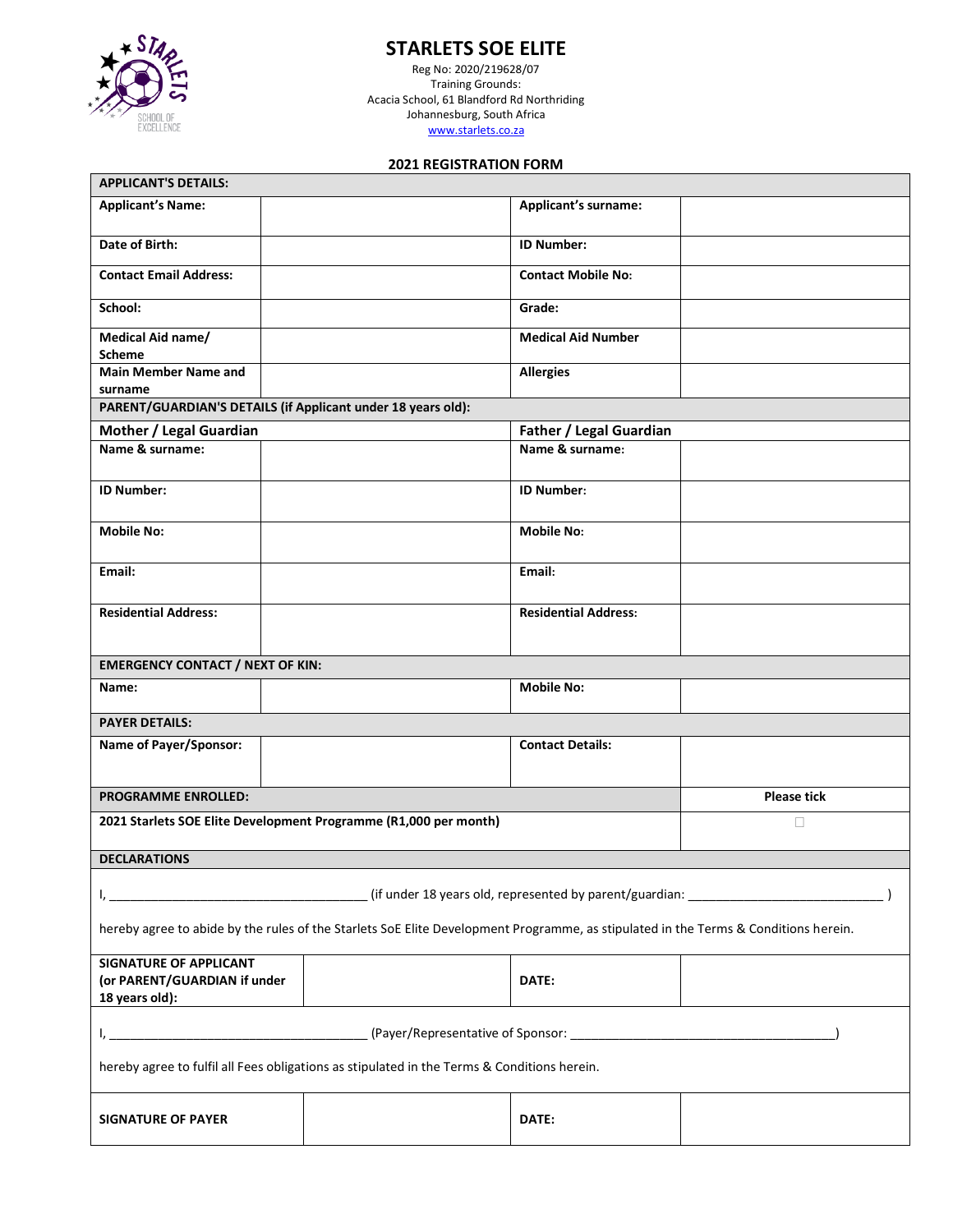# STARLETS SOE ELITE

Reg No: 2020/219628/07
Training Grounds:
Acacia School, 61 Blandford Rd Northriding
Johannesburg, South Africa
www.starlets.co.za

## 2021 REGISTRATION FORM

| **APPLICANT'S DETAILS:** | | | |
|---|---|---|---|
| **Applicant's Name:** | | **Applicant's surname:** | |
| **Date of Birth:** | | **ID Number:** | |
| **Contact Email Address:** | | **Contact Mobile No:** | |
| **School:** | | **Grade:** | |
| **Medical Aid name/ Scheme** | | **Medical Aid Number** | |
| **Main Member Name and surname** | | **Allergies** | |
| **PARENT/GUARDIAN'S DETAILS (if Applicant under 18 years old):** | | | |
| **Mother / Legal Guardian** | | **Father / Legal Guardian** | |
| **Name & surname:** | | **Name & surname:** | |
| **ID Number:** | | **ID Number:** | |
| **Mobile No:** | | **Mobile No:** | |
| **Email:** | | **Email:** | |
| **Residential Address:** | | **Residential Address:** | |
| **EMERGENCY CONTACT / NEXT OF KIN:** | | | |
| **Name:** | | **Mobile No:** | |
| **PAYER DETAILS:** | | | |
| **Name of Payer/Sponsor:** | | **Contact Details:** | |

| **PROGRAMME ENROLLED:** | **Please tick** |
|---|---|
| **2021 Starlets SOE Elite Development Programme (R1,000 per month)** | ☐ |

**DECLARATIONS**

I, ____________________________________ (if under 18 years old, represented by parent/guardian: ___________________________ )

hereby agree to abide by the rules of the Starlets SoE Elite Development Programme, as stipulated in the Terms & Conditions herein.

| **SIGNATURE OF APPLICANT (or PARENT/GUARDIAN if under 18 years old):** | | **DATE:** | |
|---|---|---|---|

I, ____________________________________ (Payer/Representative of Sponsor: _____________________________________)

hereby agree to fulfil all Fees obligations as stipulated in the Terms & Conditions herein.

| **SIGNATURE OF PAYER** | | **DATE:** | |
|---|---|---|---|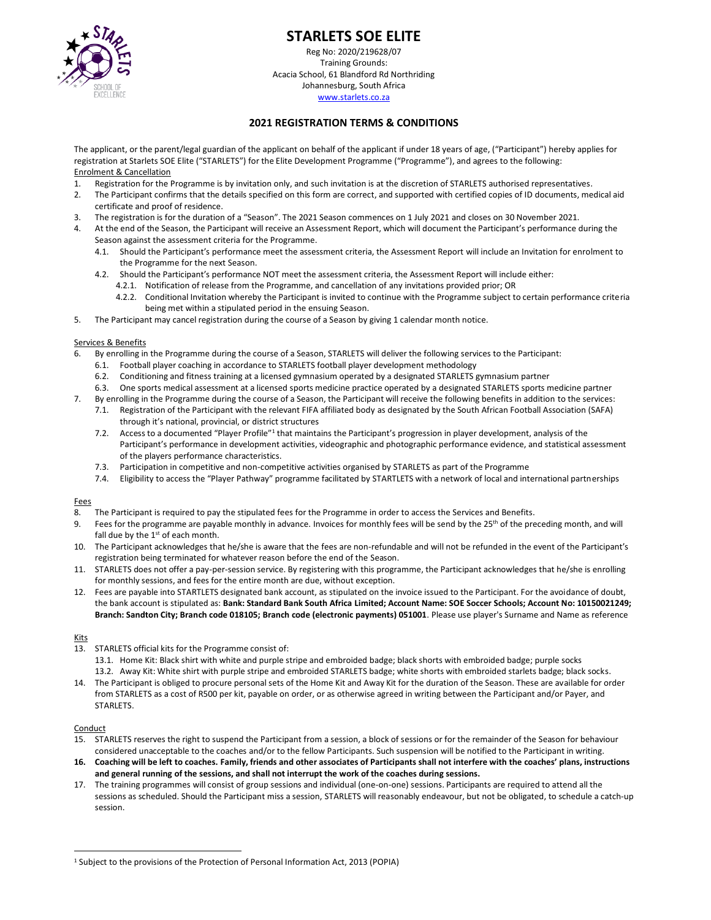# STARLETS SOE ELITE

Reg No: 2020/219628/07
Training Grounds:
Acacia School, 61 Blandford Rd Northriding
Johannesburg, South Africa
www.starlets.co.za

## 2021 REGISTRATION TERMS & CONDITIONS

The applicant, or the parent/legal guardian of the applicant on behalf of the applicant if under 18 years of age, ("Participant") hereby applies for registration at Starlets SOE Elite ("STARLETS") for the Elite Development Programme ("Programme"), and agrees to the following:

Enrolment & Cancellation

1. Registration for the Programme is by invitation only, and such invitation is at the discretion of STARLETS authorised representatives.
2. The Participant confirms that the details specified on this form are correct, and supported with certified copies of ID documents, medical aid certificate and proof of residence.
3. The registration is for the duration of a "Season". The 2021 Season commences on 1 July 2021 and closes on 30 November 2021.
4. At the end of the Season, the Participant will receive an Assessment Report, which will document the Participant's performance during the Season against the assessment criteria for the Programme.
   - 4.1. Should the Participant's performance meet the assessment criteria, the Assessment Report will include an Invitation for enrolment to the Programme for the next Season.
   - 4.2. Should the Participant's performance NOT meet the assessment criteria, the Assessment Report will include either:
     - 4.2.1. Notification of release from the Programme, and cancellation of any invitations provided prior; OR
     - 4.2.2. Conditional Invitation whereby the Participant is invited to continue with the Programme subject to certain performance criteria being met within a stipulated period in the ensuing Season.
5. The Participant may cancel registration during the course of a Season by giving 1 calendar month notice.

Services & Benefits

6. By enrolling in the Programme during the course of a Season, STARLETS will deliver the following services to the Participant:
   - 6.1. Football player coaching in accordance to STARLETS football player development methodology
   - 6.2. Conditioning and fitness training at a licensed gymnasium operated by a designated STARLETS gymnasium partner
   - 6.3. One sports medical assessment at a licensed sports medicine practice operated by a designated STARLETS sports medicine partner
7. By enrolling in the Programme during the course of a Season, the Participant will receive the following benefits in addition to the services:
   - 7.1. Registration of the Participant with the relevant FIFA affiliated body as designated by the South African Football Association (SAFA) through it's national, provincial, or district structures
   - 7.2. Access to a documented "Player Profile"[1] that maintains the Participant's progression in player development, analysis of the Participant's performance in development activities, videographic and photographic performance evidence, and statistical assessment of the players performance characteristics.
   - 7.3. Participation in competitive and non-competitive activities organised by STARLETS as part of the Programme
   - 7.4. Eligibility to access the "Player Pathway" programme facilitated by STARTLETS with a network of local and international partnerships

Fees

8. The Participant is required to pay the stipulated fees for the Programme in order to access the Services and Benefits.
9. Fees for the programme are payable monthly in advance. Invoices for monthly fees will be send by the 25th of the preceding month, and will fall due by the 1st of each month.
10. The Participant acknowledges that he/she is aware that the fees are non-refundable and will not be refunded in the event of the Participant's registration being terminated for whatever reason before the end of the Season.
11. STARLETS does not offer a pay-per-session service. By registering with this programme, the Participant acknowledges that he/she is enrolling for monthly sessions, and fees for the entire month are due, without exception.
12. Fees are payable into STARTLETS designated bank account, as stipulated on the invoice issued to the Participant. For the avoidance of doubt, the bank account is stipulated as: **Bank: Standard Bank South Africa Limited; Account Name: SOE Soccer Schools; Account No: 10150021249; Branch: Sandton City; Branch code 018105; Branch code (electronic payments) 051001**. Please use player's Surname and Name as reference

Kits

13. STARLETS official kits for the Programme consist of:
    - 13.1. Home Kit: Black shirt with white and purple stripe and embroided badge; black shorts with embroided badge; purple socks
    - 13.2. Away Kit: White shirt with purple stripe and embroided STARLETS badge; white shorts with embroided starlets badge; black socks.
14. The Participant is obliged to procure personal sets of the Home Kit and Away Kit for the duration of the Season. These are available for order from STARLETS as a cost of R500 per kit, payable on order, or as otherwise agreed in writing between the Participant and/or Payer, and STARLETS.

Conduct

15. STARLETS reserves the right to suspend the Participant from a session, a block of sessions or for the remainder of the Season for behaviour considered unacceptable to the coaches and/or to the fellow Participants. Such suspension will be notified to the Participant in writing.
16. **Coaching will be left to coaches. Family, friends and other associates of Participants shall not interfere with the coaches' plans, instructions and general running of the sessions, and shall not interrupt the work of the coaches during sessions.**
17. The training programmes will consist of group sessions and individual (one-on-one) sessions. Participants are required to attend all the sessions as scheduled. Should the Participant miss a session, STARLETS will reasonably endeavour, but not be obligated, to schedule a catch-up session.

---

[1] Subject to the provisions of the Protection of Personal Information Act, 2013 (POPIA)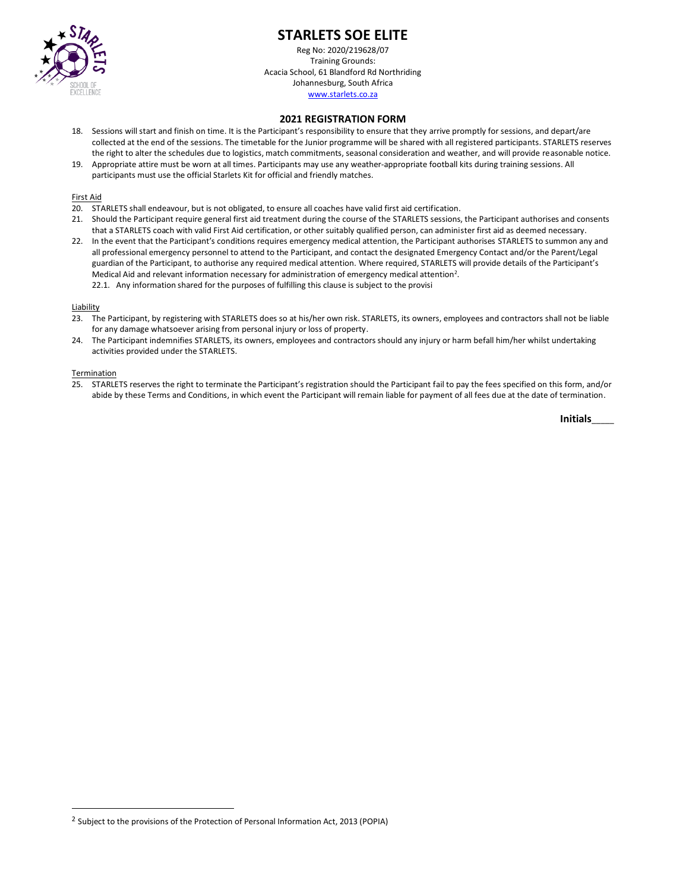# STARLETS SOE ELITE

Reg No: 2020/219628/07
Training Grounds:
Acacia School, 61 Blandford Rd Northriding
Johannesburg, South Africa
www.starlets.co.za

## 2021 REGISTRATION FORM

18. Sessions will start and finish on time. It is the Participant's responsibility to ensure that they arrive promptly for sessions, and depart/are collected at the end of the sessions. The timetable for the Junior programme will be shared with all registered participants. STARLETS reserves the right to alter the schedules due to logistics, match commitments, seasonal consideration and weather, and will provide reasonable notice.
19. Appropriate attire must be worn at all times. Participants may use any weather-appropriate football kits during training sessions. All participants must use the official Starlets Kit for official and friendly matches.

First Aid

20. STARLETS shall endeavour, but is not obligated, to ensure all coaches have valid first aid certification.
21. Should the Participant require general first aid treatment during the course of the STARLETS sessions, the Participant authorises and consents that a STARLETS coach with valid First Aid certification, or other suitably qualified person, can administer first aid as deemed necessary.
22. In the event that the Participant's conditions requires emergency medical attention, the Participant authorises STARLETS to summon any and all professional emergency personnel to attend to the Participant, and contact the designated Emergency Contact and/or the Parent/Legal guardian of the Participant, to authorise any required medical attention. Where required, STARLETS will provide details of the Participant's Medical Aid and relevant information necessary for administration of emergency medical attention[2].
    22.1. Any information shared for the purposes of fulfilling this clause is subject to the provisi

Liability

23. The Participant, by registering with STARLETS does so at his/her own risk. STARLETS, its owners, employees and contractors shall not be liable for any damage whatsoever arising from personal injury or loss of property.
24. The Participant indemnifies STARLETS, its owners, employees and contractors should any injury or harm befall him/her whilst undertaking activities provided under the STARLETS.

Termination

25. STARLETS reserves the right to terminate the Participant's registration should the Participant fail to pay the fees specified on this form, and/or abide by these Terms and Conditions, in which event the Participant will remain liable for payment of all fees due at the date of termination.

**Initials**____

[2] Subject to the provisions of the Protection of Personal Information Act, 2013 (POPIA)